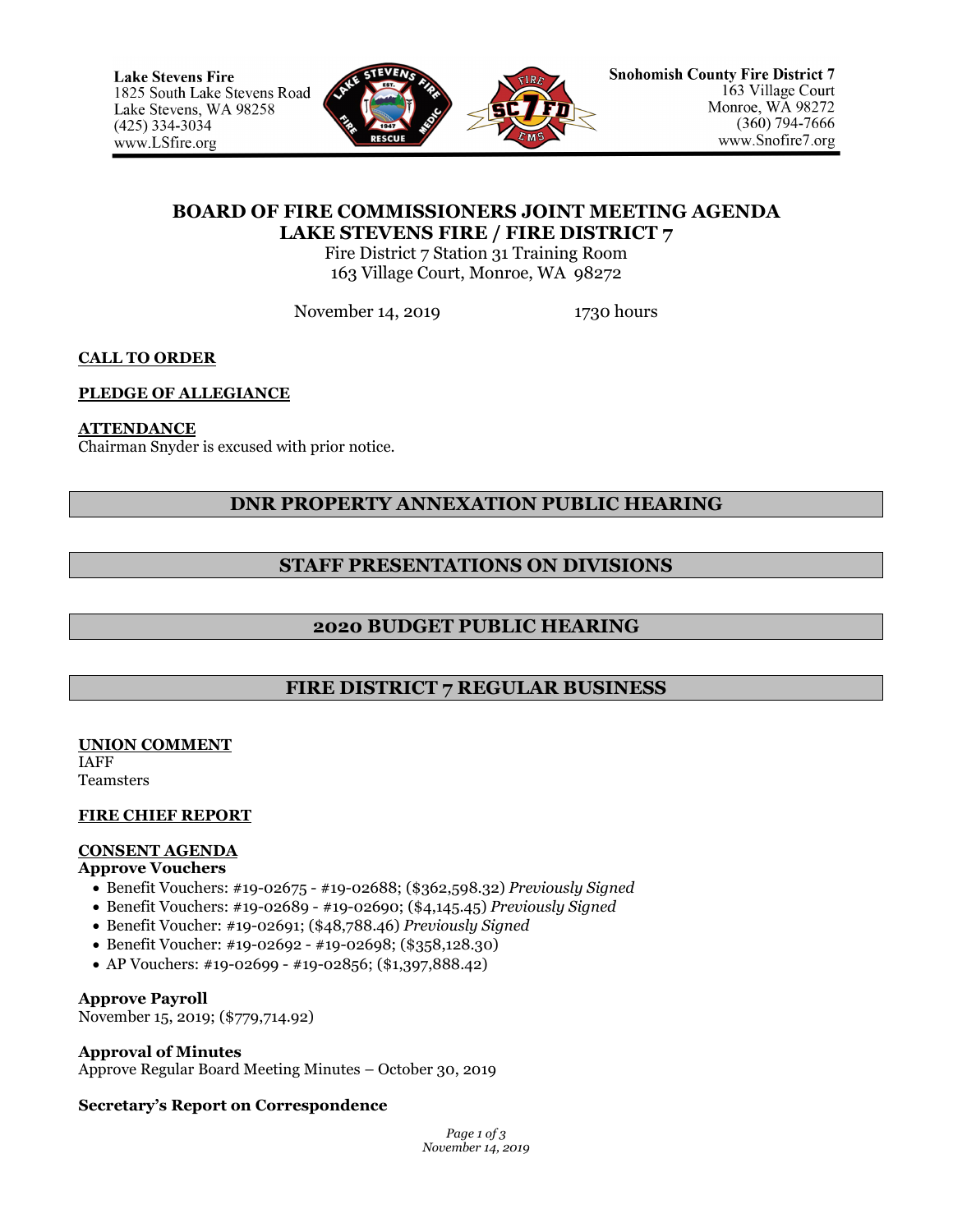**Lake Stevens Fire**
1825 South Lake Stevens Road
Lake Stevens, WA 98258
(425) 334-3034
www.LSfire.org

**Snohomish County Fire District 7**
163 Village Court
Monroe, WA 98272
(360) 794-7666
www.Snofire7.org

# BOARD OF FIRE COMMISSIONERS JOINT MEETING AGENDA
# LAKE STEVENS FIRE / FIRE DISTRICT 7

Fire District 7 Station 31 Training Room
163 Village Court, Monroe, WA 98272

November 14, 2019 1730 hours

**CALL TO ORDER**

**PLEDGE OF ALLEGIANCE**

**ATTENDANCE**
Chairman Snyder is excused with prior notice.

## DNR PROPERTY ANNEXATION PUBLIC HEARING

## STAFF PRESENTATIONS ON DIVISIONS

## 2020 BUDGET PUBLIC HEARING

## FIRE DISTRICT 7 REGULAR BUSINESS

**UNION COMMENT**
IAFF
Teamsters

**FIRE CHIEF REPORT**

**CONSENT AGENDA**

**Approve Vouchers**

- Benefit Vouchers: #19-02675 - #19-02688; ($362,598.32) *Previously Signed*
- Benefit Vouchers: #19-02689 - #19-02690; ($4,145.45) *Previously Signed*
- Benefit Voucher: #19-02691; ($48,788.46) *Previously Signed*
- Benefit Voucher: #19-02692 - #19-02698; ($358,128.30)
- AP Vouchers: #19-02699 - #19-02856; ($1,397,888.42)

**Approve Payroll**
November 15, 2019; ($779,714.92)

**Approval of Minutes**
Approve Regular Board Meeting Minutes – October 30, 2019

**Secretary's Report on Correspondence**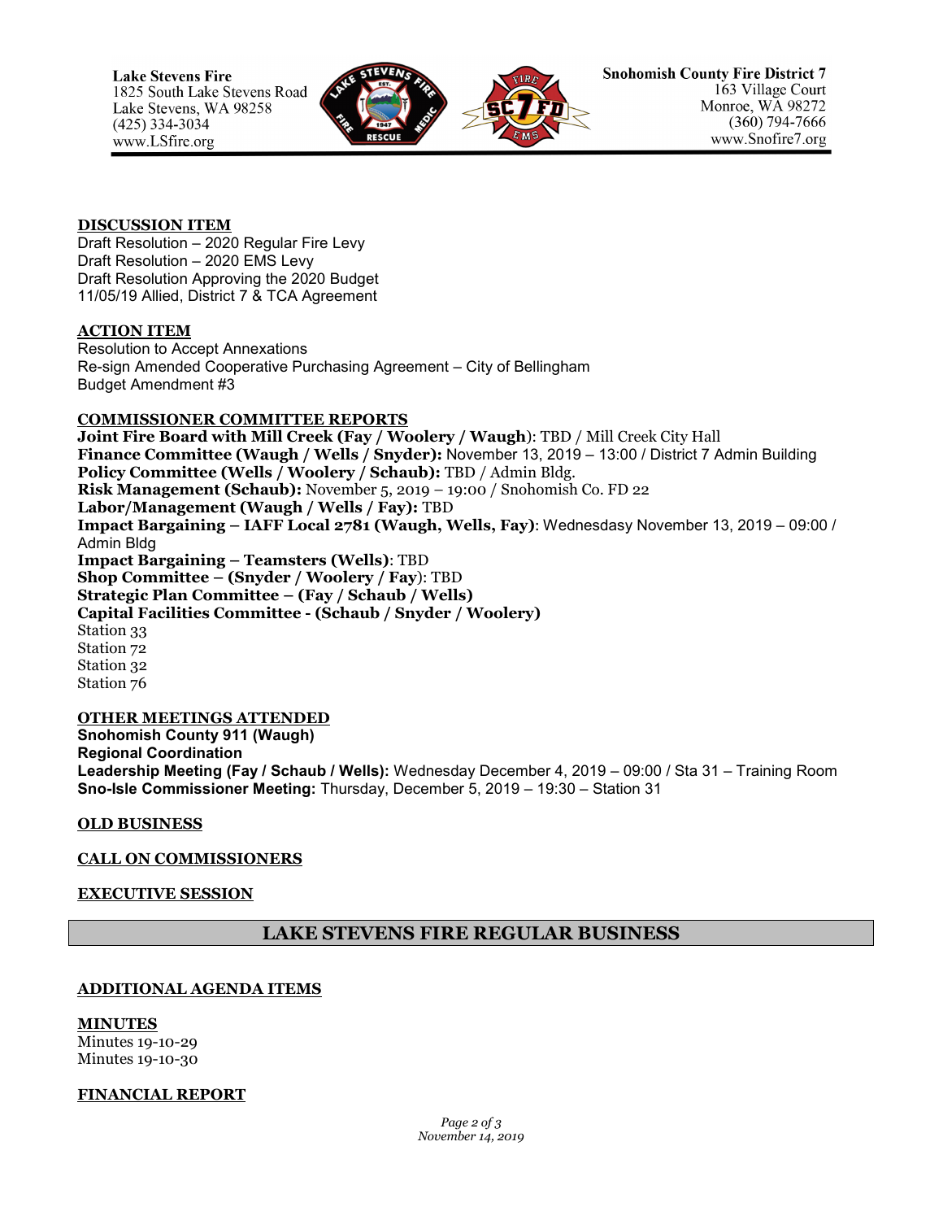Lake Stevens Fire
1825 South Lake Stevens Road
Lake Stevens, WA 98258
(425) 334-3034
www.LSfire.org

Snohomish County Fire District 7
163 Village Court
Monroe, WA 98272
(360) 794-7666
www.Snofire7.org

## DISCUSSION ITEM

Draft Resolution – 2020 Regular Fire Levy
Draft Resolution – 2020 EMS Levy
Draft Resolution Approving the 2020 Budget
11/05/19 Allied, District 7 & TCA Agreement

## ACTION ITEM

Resolution to Accept Annexations
Re-sign Amended Cooperative Purchasing Agreement – City of Bellingham
Budget Amendment #3

## COMMISSIONER COMMITTEE REPORTS

**Joint Fire Board with Mill Creek (Fay / Woolery / Waugh**): TBD / Mill Creek City Hall
**Finance Committee (Waugh / Wells / Snyder):** November 13, 2019 – 13:00 / District 7 Admin Building
**Policy Committee (Wells / Woolery / Schaub):** TBD / Admin Bldg.
**Risk Management (Schaub):** November 5, 2019 – 19:00 / Snohomish Co. FD 22
**Labor/Management (Waugh / Wells / Fay):** TBD
**Impact Bargaining – IAFF Local 2781 (Waugh, Wells, Fay)**: Wednesdasy November 13, 2019 – 09:00 / Admin Bldg
**Impact Bargaining – Teamsters (Wells)**: TBD
**Shop Committee – (Snyder / Woolery / Fay**): TBD
**Strategic Plan Committee – (Fay / Schaub / Wells)**
**Capital Facilities Committee - (Schaub / Snyder / Woolery)**
Station 33
Station 72
Station 32
Station 76

## OTHER MEETINGS ATTENDED

**Snohomish County 911 (Waugh)**
**Regional Coordination**
**Leadership Meeting (Fay / Schaub / Wells):** Wednesday December 4, 2019 – 09:00 / Sta 31 – Training Room
**Sno-Isle Commissioner Meeting:** Thursday, December 5, 2019 – 19:30 – Station 31

## OLD BUSINESS

## CALL ON COMMISSIONERS

## EXECUTIVE SESSION

# LAKE STEVENS FIRE REGULAR BUSINESS

## ADDITIONAL AGENDA ITEMS

## MINUTES

Minutes 19-10-29
Minutes 19-10-30

## FINANCIAL REPORT

*November 14, 2019*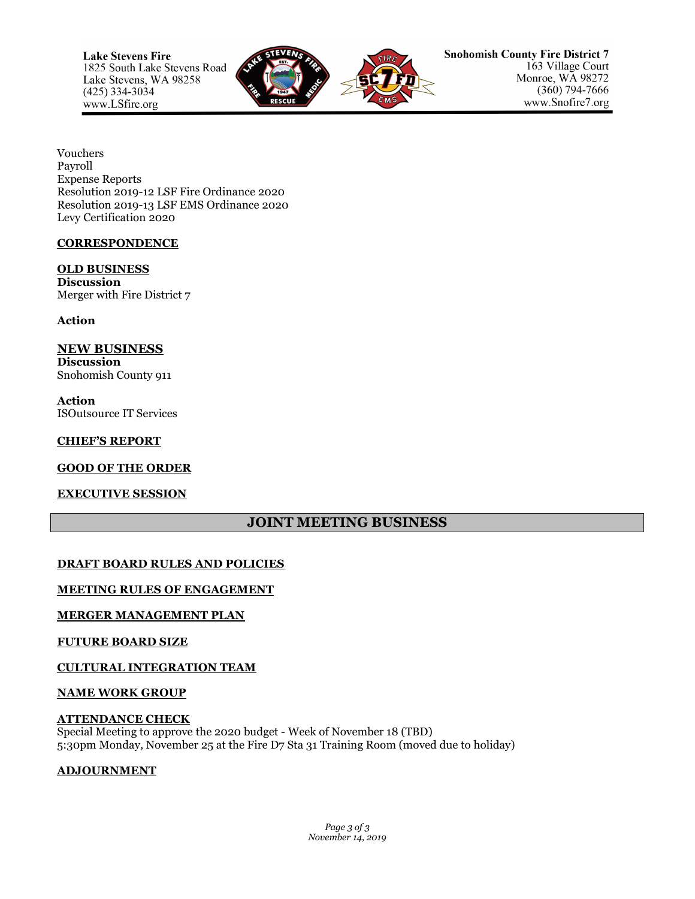Vouchers
Payroll
Expense Reports
Resolution 2019-12 LSF Fire Ordinance 2020
Resolution 2019-13 LSF EMS Ordinance 2020
Levy Certification 2020

**CORRESPONDENCE**

**OLD BUSINESS**
**Discussion**
Merger with Fire District 7

**Action**

**NEW BUSINESS**
**Discussion**
Snohomish County 911

**Action**
ISOutsource IT Services

**CHIEF'S REPORT**

**GOOD OF THE ORDER**

**EXECUTIVE SESSION**

## JOINT MEETING BUSINESS

**DRAFT BOARD RULES AND POLICIES**

**MEETING RULES OF ENGAGEMENT**

**MERGER MANAGEMENT PLAN**

**FUTURE BOARD SIZE**

**CULTURAL INTEGRATION TEAM**

**NAME WORK GROUP**

**ATTENDANCE CHECK**
Special Meeting to approve the 2020 budget - Week of November 18 (TBD)
5:30pm Monday, November 25 at the Fire D7 Sta 31 Training Room (moved due to holiday)

**ADJOURNMENT**